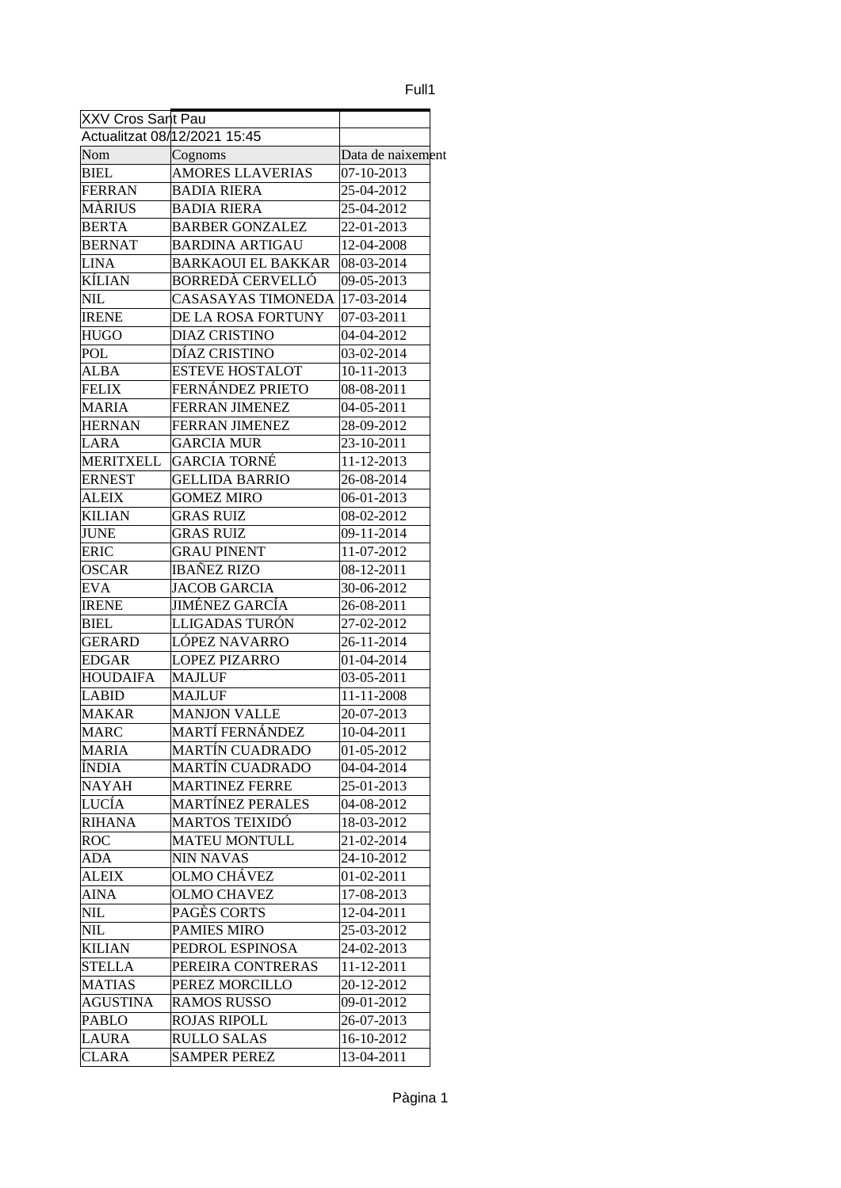| XXV Cros Sant Pau | | |
|---|---|---|
| Actualitzat 08/12/2021 15:45 | | |
| Nom | Cognoms | Data de naixement |
| BIEL | AMORES LLAVERIAS | 07-10-2013 |
| FERRAN | BADIA RIERA | 25-04-2012 |
| MÀRIUS | BADIA RIERA | 25-04-2012 |
| BERTA | BARBER GONZALEZ | 22-01-2013 |
| BERNAT | BARDINA ARTIGAU | 12-04-2008 |
| LINA | BARKAOUI EL BAKKAR | 08-03-2014 |
| KÍLIAN | BORREDÀ CERVELLÓ | 09-05-2013 |
| NIL | CASASAYAS TIMONEDA | 17-03-2014 |
| IRENE | DE LA ROSA FORTUNY | 07-03-2011 |
| HUGO | DIAZ CRISTINO | 04-04-2012 |
| POL | DÍAZ CRISTINO | 03-02-2014 |
| ALBA | ESTEVE HOSTALOT | 10-11-2013 |
| FELIX | FERNÁNDEZ PRIETO | 08-08-2011 |
| MARIA | FERRAN JIMENEZ | 04-05-2011 |
| HERNAN | FERRAN JIMENEZ | 28-09-2012 |
| LARA | GARCIA MUR | 23-10-2011 |
| MERITXELL | GARCIA TORNÉ | 11-12-2013 |
| ERNEST | GELLIDA BARRIO | 26-08-2014 |
| ALEIX | GOMEZ MIRO | 06-01-2013 |
| KILIAN | GRAS RUIZ | 08-02-2012 |
| JUNE | GRAS RUIZ | 09-11-2014 |
| ERIC | GRAU PINENT | 11-07-2012 |
| OSCAR | IBAÑEZ RIZO | 08-12-2011 |
| EVA | JACOB GARCIA | 30-06-2012 |
| IRENE | JIMÉNEZ GARCÍA | 26-08-2011 |
| BIEL | LLIGADAS TURÓN | 27-02-2012 |
| GERARD | LÓPEZ NAVARRO | 26-11-2014 |
| EDGAR | LOPEZ PIZARRO | 01-04-2014 |
| HOUDAIFA | MAJLUF | 03-05-2011 |
| LABID | MAJLUF | 11-11-2008 |
| MAKAR | MANJON VALLE | 20-07-2013 |
| MARC | MARTÍ FERNÁNDEZ | 10-04-2011 |
| MARIA | MARTÍN CUADRADO | 01-05-2012 |
| ÍNDIA | MARTÍN CUADRADO | 04-04-2014 |
| NAYAH | MARTINEZ FERRE | 25-01-2013 |
| LUCÍA | MARTÍNEZ PERALES | 04-08-2012 |
| RIHANA | MARTOS TEIXIDÓ | 18-03-2012 |
| ROC | MATEU MONTULL | 21-02-2014 |
| ADA | NIN NAVAS | 24-10-2012 |
| ALEIX | OLMO CHÁVEZ | 01-02-2011 |
| AINA | OLMO CHAVEZ | 17-08-2013 |
| NIL | PAGÈS CORTS | 12-04-2011 |
| NIL | PAMIES MIRO | 25-03-2012 |
| KILIAN | PEDROL ESPINOSA | 24-02-2013 |
| STELLA | PEREIRA CONTRERAS | 11-12-2011 |
| MATIAS | PEREZ MORCILLO | 20-12-2012 |
| AGUSTINA | RAMOS RUSSO | 09-01-2012 |
| PABLO | ROJAS RIPOLL | 26-07-2013 |
| LAURA | RULLO SALAS | 16-10-2012 |
| CLARA | SAMPER PEREZ | 13-04-2011 |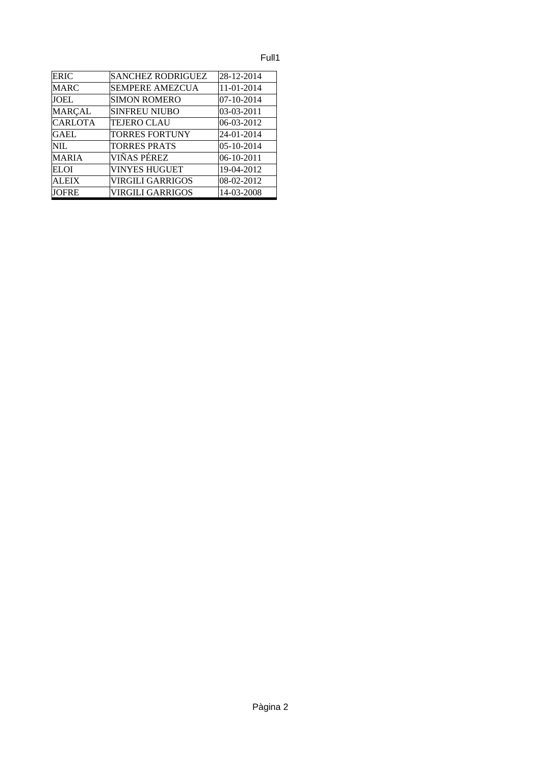| | | |
|---|---|---|
| ERIC | SANCHEZ RODRIGUEZ | 28-12-2014 |
| MARC | SEMPERE AMEZCUA | 11-01-2014 |
| JOEL | SIMON ROMERO | 07-10-2014 |
| MARÇAL | SINFREU NIUBO | 03-03-2011 |
| CARLOTA | TEJERO CLAU | 06-03-2012 |
| GAEL | TORRES FORTUNY | 24-01-2014 |
| NIL | TORRES PRATS | 05-10-2014 |
| MARIA | VIÑAS PÉREZ | 06-10-2011 |
| ELOI | VINYES HUGUET | 19-04-2012 |
| ALEIX | VIRGILI GARRIGOS | 08-02-2012 |
| JOFRE | VIRGILI GARRIGOS | 14-03-2008 |